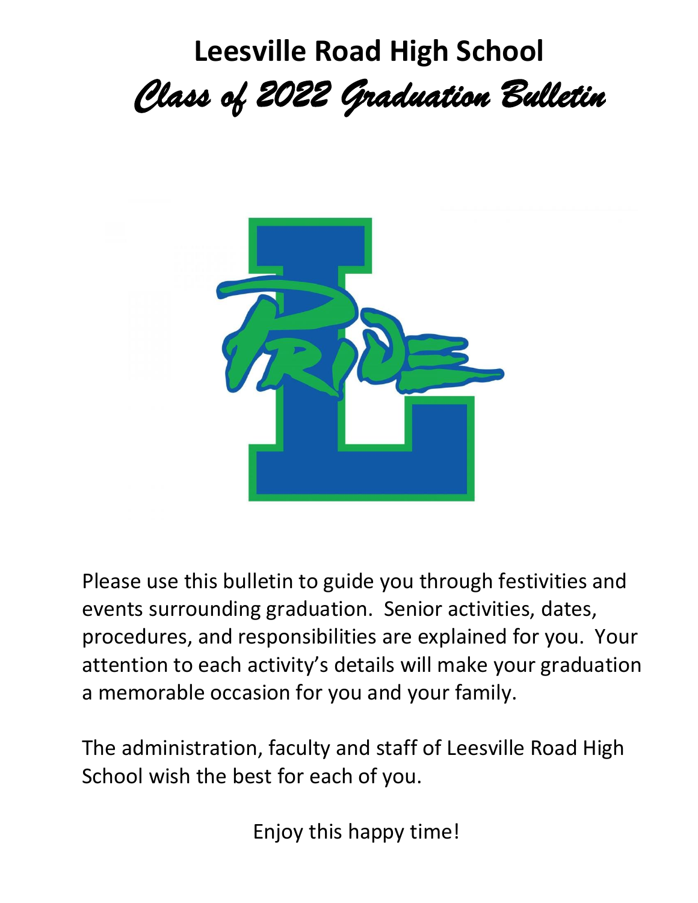# Leesville Road High School

## *Class of 2022 Graduation Bulletin*

Please use this bulletin to guide you through festivities and events surrounding graduation. Senior activities, dates, procedures, and responsibilities are explained for you. Your attention to each activity's details will make your graduation a memorable occasion for you and your family.

The administration, faculty and staff of Leesville Road High School wish the best for each of you.

Enjoy this happy time!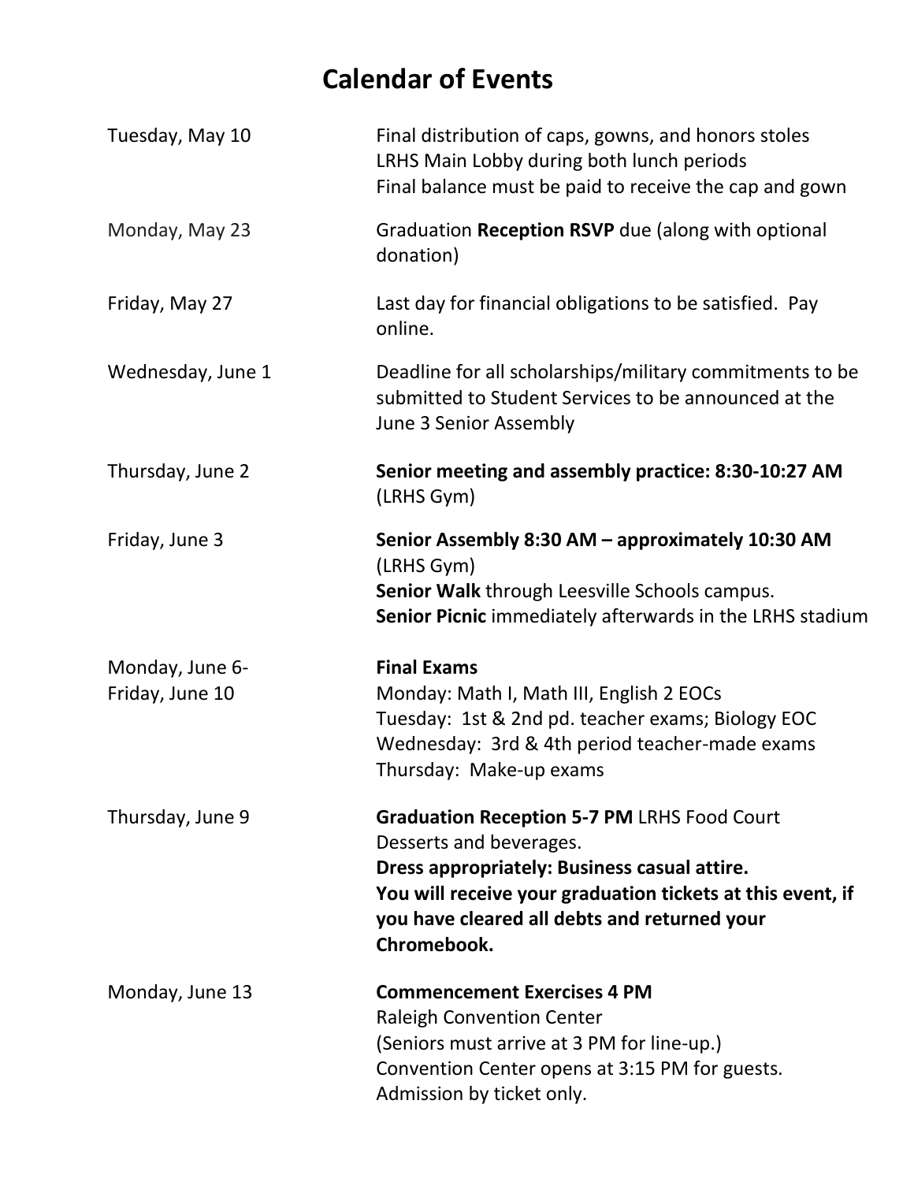# Calendar of Events

| | |
|---|---|
| Tuesday, May 10 | Final distribution of caps, gowns, and honors stoles<br>LRHS Main Lobby during both lunch periods<br>Final balance must be paid to receive the cap and gown |
| Monday, May 23 | Graduation **Reception RSVP** due (along with optional donation) |
| Friday, May 27 | Last day for financial obligations to be satisfied. Pay online. |
| Wednesday, June 1 | Deadline for all scholarships/military commitments to be submitted to Student Services to be announced at the June 3 Senior Assembly |
| Thursday, June 2 | **Senior meeting and assembly practice: 8:30-10:27 AM** (LRHS Gym) |
| Friday, June 3 | **Senior Assembly 8:30 AM – approximately 10:30 AM** (LRHS Gym)<br>**Senior Walk** through Leesville Schools campus.<br>**Senior Picnic** immediately afterwards in the LRHS stadium |
| Monday, June 6-<br>Friday, June 10 | **Final Exams**<br>Monday: Math I, Math III, English 2 EOCs<br>Tuesday: 1st & 2nd pd. teacher exams; Biology EOC<br>Wednesday: 3rd & 4th period teacher-made exams<br>Thursday: Make-up exams |
| Thursday, June 9 | **Graduation Reception 5-7 PM** LRHS Food Court<br>Desserts and beverages.<br>**Dress appropriately: Business casual attire.**<br>**You will receive your graduation tickets at this event, if you have cleared all debts and returned your Chromebook.** |
| Monday, June 13 | **Commencement Exercises 4 PM**<br>Raleigh Convention Center<br>(Seniors must arrive at 3 PM for line-up.)<br>Convention Center opens at 3:15 PM for guests.<br>Admission by ticket only. |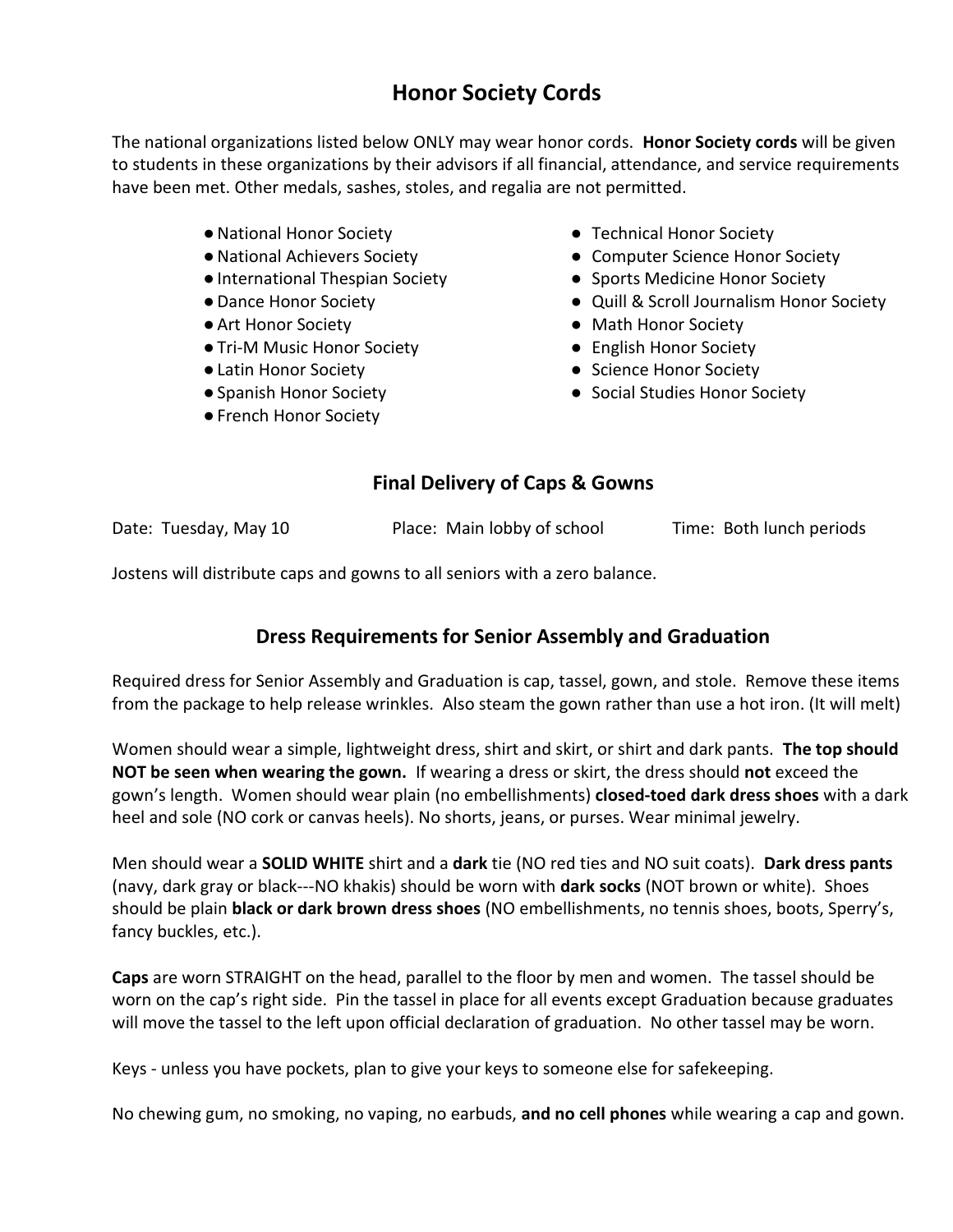## Honor Society Cords

The national organizations listed below ONLY may wear honor cords. **Honor Society cords** will be given to students in these organizations by their advisors if all financial, attendance, and service requirements have been met. Other medals, sashes, stoles, and regalia are not permitted.

- National Honor Society
- National Achievers Society
- International Thespian Society
- Dance Honor Society
- Art Honor Society
- Tri-M Music Honor Society
- Latin Honor Society
- Spanish Honor Society
- French Honor Society
- Technical Honor Society
- Computer Science Honor Society
- Sports Medicine Honor Society
- Quill & Scroll Journalism Honor Society
- Math Honor Society
- English Honor Society
- Science Honor Society
- Social Studies Honor Society

## Final Delivery of Caps & Gowns

Date: Tuesday, May 10 Place: Main lobby of school Time: Both lunch periods

Jostens will distribute caps and gowns to all seniors with a zero balance.

## Dress Requirements for Senior Assembly and Graduation

Required dress for Senior Assembly and Graduation is cap, tassel, gown, and stole. Remove these items from the package to help release wrinkles. Also steam the gown rather than use a hot iron. (It will melt)

Women should wear a simple, lightweight dress, shirt and skirt, or shirt and dark pants. **The top should NOT be seen when wearing the gown.** If wearing a dress or skirt, the dress should **not** exceed the gown's length. Women should wear plain (no embellishments) **closed-toed dark dress shoes** with a dark heel and sole (NO cork or canvas heels). No shorts, jeans, or purses. Wear minimal jewelry.

Men should wear a **SOLID WHITE** shirt and a **dark** tie (NO red ties and NO suit coats). **Dark dress pants** (navy, dark gray or black---NO khakis) should be worn with **dark socks** (NOT brown or white). Shoes should be plain **black or dark brown dress shoes** (NO embellishments, no tennis shoes, boots, Sperry's, fancy buckles, etc.).

**Caps** are worn STRAIGHT on the head, parallel to the floor by men and women. The tassel should be worn on the cap's right side. Pin the tassel in place for all events except Graduation because graduates will move the tassel to the left upon official declaration of graduation. No other tassel may be worn.

Keys - unless you have pockets, plan to give your keys to someone else for safekeeping.

No chewing gum, no smoking, no vaping, no earbuds, **and no cell phones** while wearing a cap and gown.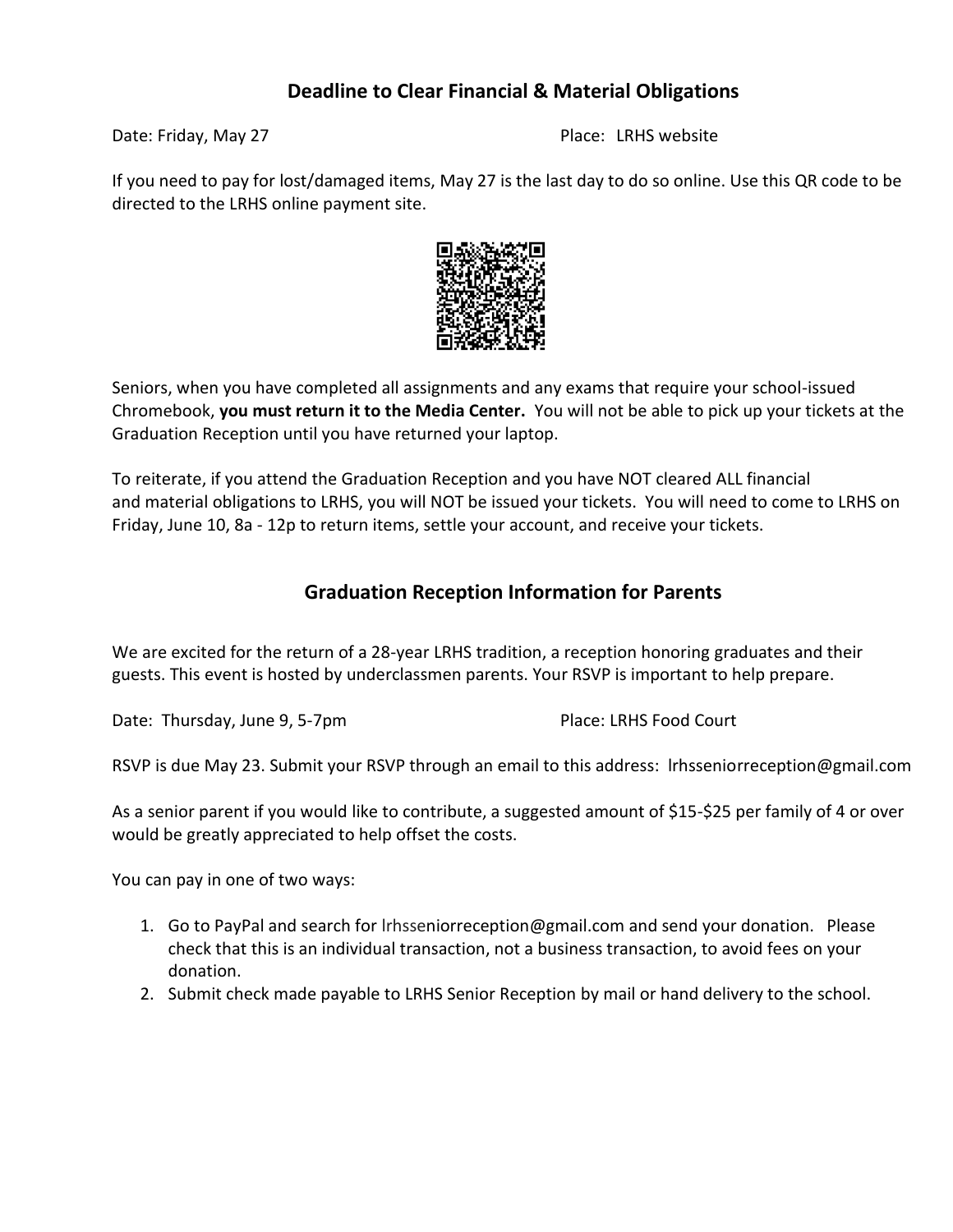## Deadline to Clear Financial & Material Obligations

Date: Friday, May 27

Place: LRHS website

If you need to pay for lost/damaged items, May 27 is the last day to do so online. Use this QR code to be directed to the LRHS online payment site.

Seniors, when you have completed all assignments and any exams that require your school-issued Chromebook, **you must return it to the Media Center.** You will not be able to pick up your tickets at the Graduation Reception until you have returned your laptop.

To reiterate, if you attend the Graduation Reception and you have NOT cleared ALL financial and material obligations to LRHS, you will NOT be issued your tickets. You will need to come to LRHS on Friday, June 10, 8a - 12p to return items, settle your account, and receive your tickets.

## Graduation Reception Information for Parents

We are excited for the return of a 28-year LRHS tradition, a reception honoring graduates and their guests. This event is hosted by underclassmen parents. Your RSVP is important to help prepare.

Date: Thursday, June 9, 5-7pm

Place: LRHS Food Court

RSVP is due May 23. Submit your RSVP through an email to this address: lrhsseniorreception@gmail.com

As a senior parent if you would like to contribute, a suggested amount of $15-$25 per family of 4 or over would be greatly appreciated to help offset the costs.

You can pay in one of two ways:

1. Go to PayPal and search for lrhsseniorreception@gmail.com and send your donation. Please check that this is an individual transaction, not a business transaction, to avoid fees on your donation.
2. Submit check made payable to LRHS Senior Reception by mail or hand delivery to the school.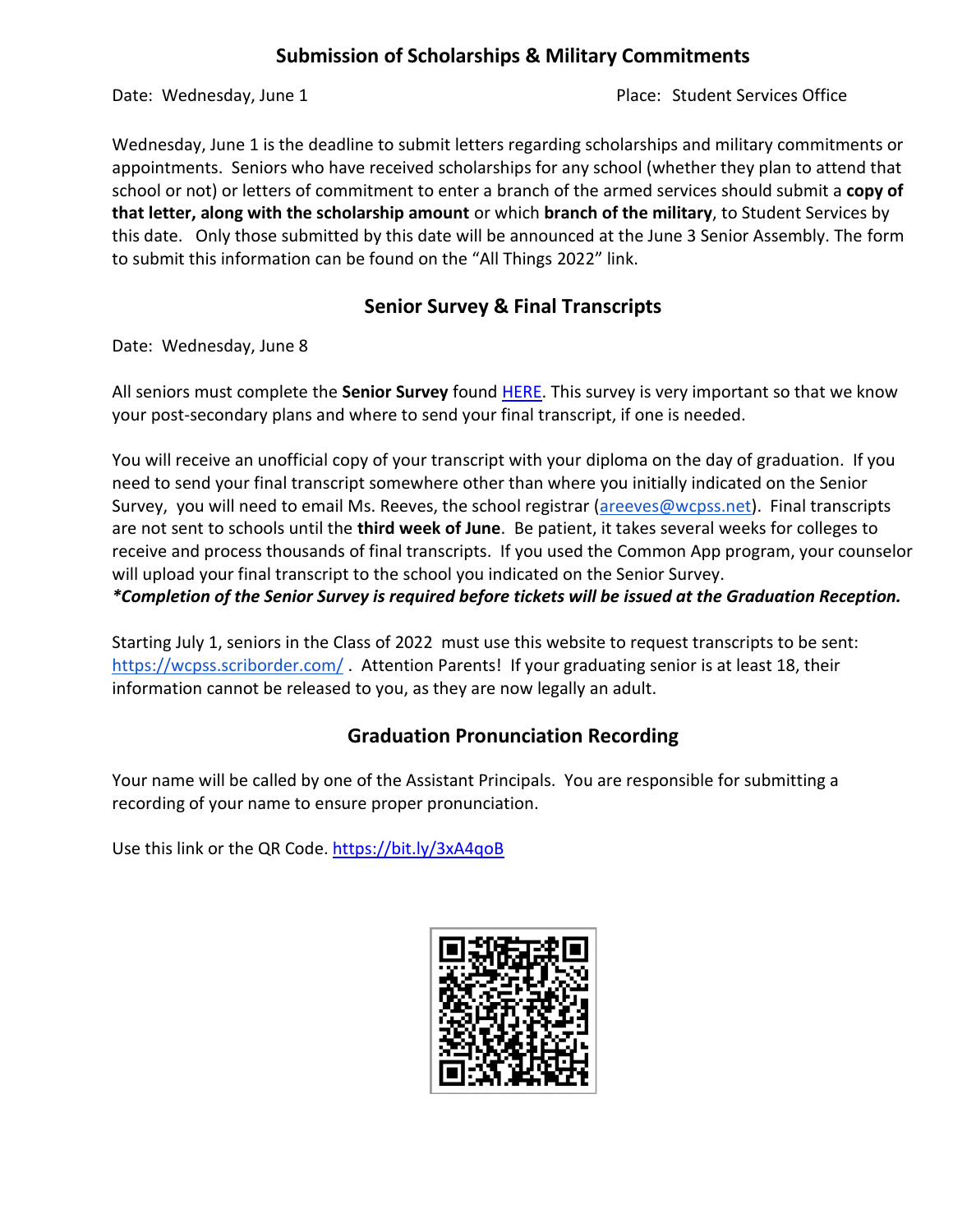## Submission of Scholarships & Military Commitments

Date: Wednesday, June 1 Place: Student Services Office

Wednesday, June 1 is the deadline to submit letters regarding scholarships and military commitments or appointments. Seniors who have received scholarships for any school (whether they plan to attend that school or not) or letters of commitment to enter a branch of the armed services should submit a **copy of that letter, along with the scholarship amount** or which **branch of the military**, to Student Services by this date. Only those submitted by this date will be announced at the June 3 Senior Assembly. The form to submit this information can be found on the "All Things 2022" link.

## Senior Survey & Final Transcripts

Date: Wednesday, June 8

All seniors must complete the **Senior Survey** found [HERE](). This survey is very important so that we know your post-secondary plans and where to send your final transcript, if one is needed.

You will receive an unofficial copy of your transcript with your diploma on the day of graduation. If you need to send your final transcript somewhere other than where you initially indicated on the Senior Survey, you will need to email Ms. Reeves, the school registrar (areeves@wcpss.net). Final transcripts are not sent to schools until the **third week of June**. Be patient, it takes several weeks for colleges to receive and process thousands of final transcripts. If you used the Common App program, your counselor will upload your final transcript to the school you indicated on the Senior Survey.

***Completion of the Senior Survey is required before tickets will be issued at the Graduation Reception.***

Starting July 1, seniors in the Class of 2022 must use this website to request transcripts to be sent: https://wcpss.scriborder.com/ . Attention Parents! If your graduating senior is at least 18, their information cannot be released to you, as they are now legally an adult.

## Graduation Pronunciation Recording

Your name will be called by one of the Assistant Principals. You are responsible for submitting a recording of your name to ensure proper pronunciation.

Use this link or the QR Code. https://bit.ly/3xA4qoB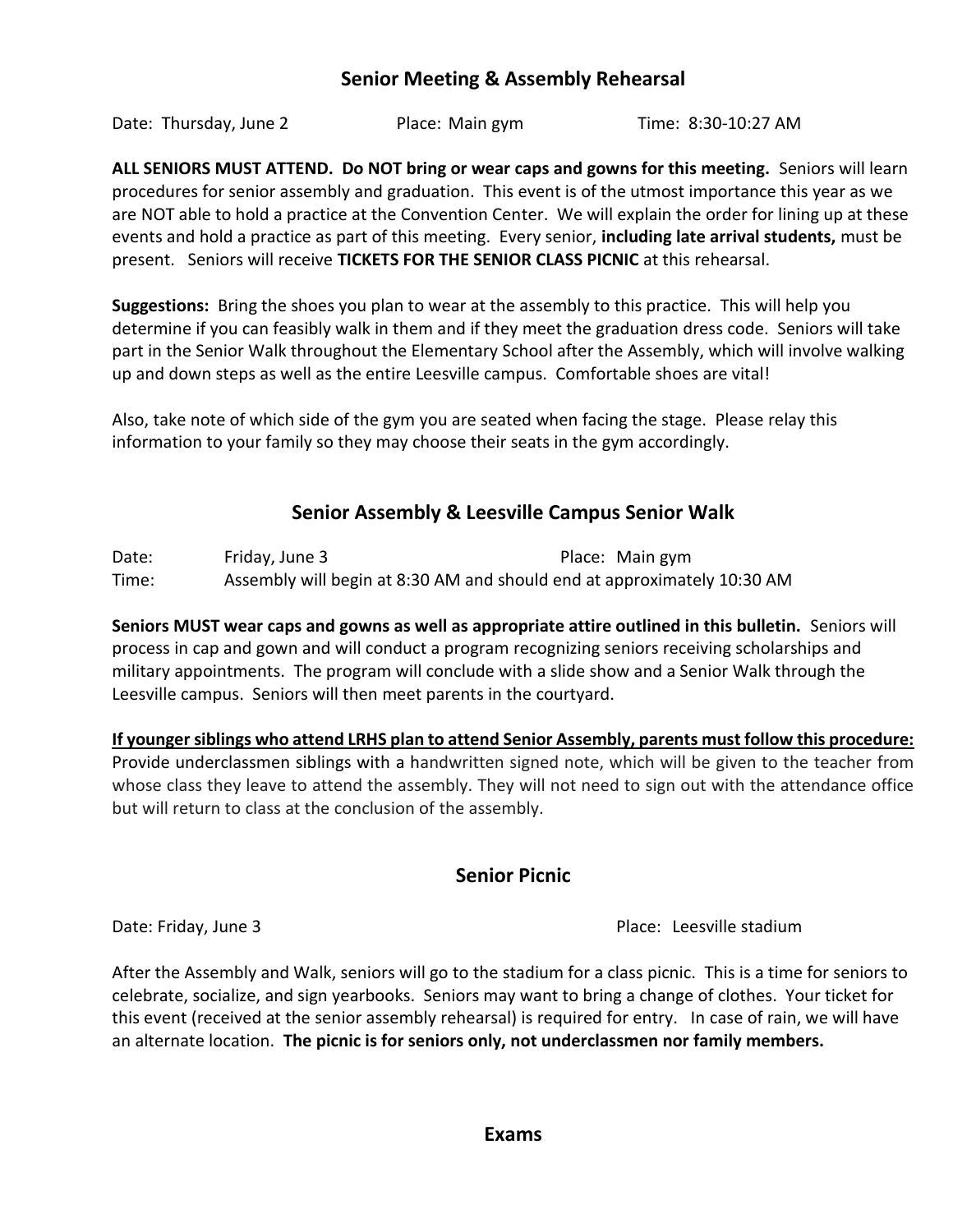## Senior Meeting & Assembly Rehearsal

Date: Thursday, June 2 Place: Main gym Time: 8:30-10:27 AM

**ALL SENIORS MUST ATTEND. Do NOT bring or wear caps and gowns for this meeting.** Seniors will learn procedures for senior assembly and graduation. This event is of the utmost importance this year as we are NOT able to hold a practice at the Convention Center. We will explain the order for lining up at these events and hold a practice as part of this meeting. Every senior, **including late arrival students,** must be present. Seniors will receive **TICKETS FOR THE SENIOR CLASS PICNIC** at this rehearsal.

**Suggestions:** Bring the shoes you plan to wear at the assembly to this practice. This will help you determine if you can feasibly walk in them and if they meet the graduation dress code. Seniors will take part in the Senior Walk throughout the Elementary School after the Assembly, which will involve walking up and down steps as well as the entire Leesville campus. Comfortable shoes are vital!

Also, take note of which side of the gym you are seated when facing the stage. Please relay this information to your family so they may choose their seats in the gym accordingly.

## Senior Assembly & Leesville Campus Senior Walk

Date: Friday, June 3 Place: Main gym
Time: Assembly will begin at 8:30 AM and should end at approximately 10:30 AM

**Seniors MUST wear caps and gowns as well as appropriate attire outlined in this bulletin.** Seniors will process in cap and gown and will conduct a program recognizing seniors receiving scholarships and military appointments. The program will conclude with a slide show and a Senior Walk through the Leesville campus. Seniors will then meet parents in the courtyard.

**<u>If younger siblings who attend LRHS plan to attend Senior Assembly, parents must follow this procedure:</u>** Provide underclassmen siblings with a handwritten signed note, which will be given to the teacher from whose class they leave to attend the assembly. They will not need to sign out with the attendance office but will return to class at the conclusion of the assembly.

## Senior Picnic

Date: Friday, June 3 Place: Leesville stadium

After the Assembly and Walk, seniors will go to the stadium for a class picnic. This is a time for seniors to celebrate, socialize, and sign yearbooks. Seniors may want to bring a change of clothes. Your ticket for this event (received at the senior assembly rehearsal) is required for entry. In case of rain, we will have an alternate location. **The picnic is for seniors only, not underclassmen nor family members.**

## Exams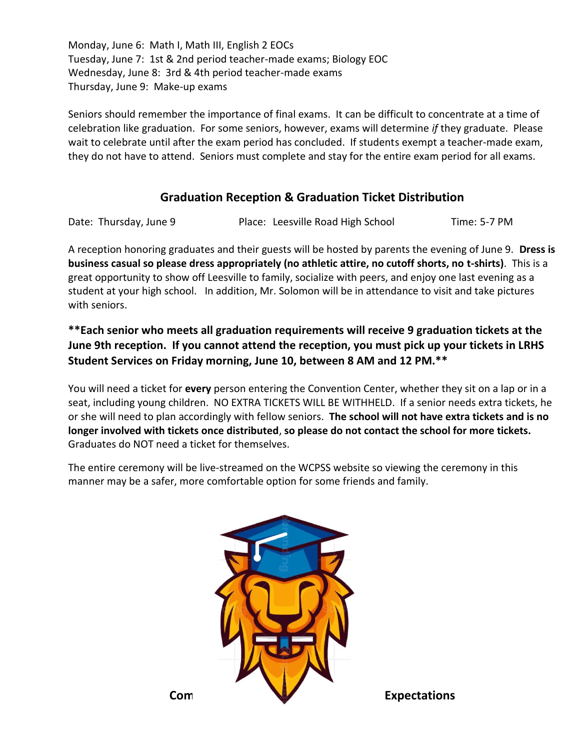Monday, June 6: Math I, Math III, English 2 EOCs
Tuesday, June 7: 1st & 2nd period teacher-made exams; Biology EOC
Wednesday, June 8: 3rd & 4th period teacher-made exams
Thursday, June 9: Make-up exams

Seniors should remember the importance of final exams. It can be difficult to concentrate at a time of celebration like graduation. For some seniors, however, exams will determine *if* they graduate. Please wait to celebrate until after the exam period has concluded. If students exempt a teacher-made exam, they do not have to attend. Seniors must complete and stay for the entire exam period for all exams.

## Graduation Reception & Graduation Ticket Distribution

Date: Thursday, June 9 Place: Leesville Road High School Time: 5-7 PM

A reception honoring graduates and their guests will be hosted by parents the evening of June 9. **Dress is business casual so please dress appropriately (no athletic attire, no cutoff shorts, no t-shirts)**. This is a great opportunity to show off Leesville to family, socialize with peers, and enjoy one last evening as a student at your high school. In addition, Mr. Solomon will be in attendance to visit and take pictures with seniors.

**\*\*Each senior who meets all graduation requirements will receive 9 graduation tickets at the June 9th reception. If you cannot attend the reception, you must pick up your tickets in LRHS Student Services on Friday morning, June 10, between 8 AM and 12 PM.\*\***

You will need a ticket for **every** person entering the Convention Center, whether they sit on a lap or in a seat, including young children. NO EXTRA TICKETS WILL BE WITHHELD. If a senior needs extra tickets, he or she will need to plan accordingly with fellow seniors. **The school will not have extra tickets and is no longer involved with tickets once distributed**, **so please do not contact the school for more tickets.** Graduates do NOT need a ticket for themselves.

The entire ceremony will be live-streamed on the WCPSS website so viewing the ceremony in this manner may be a safer, more comfortable option for some friends and family.

**Com Expectations**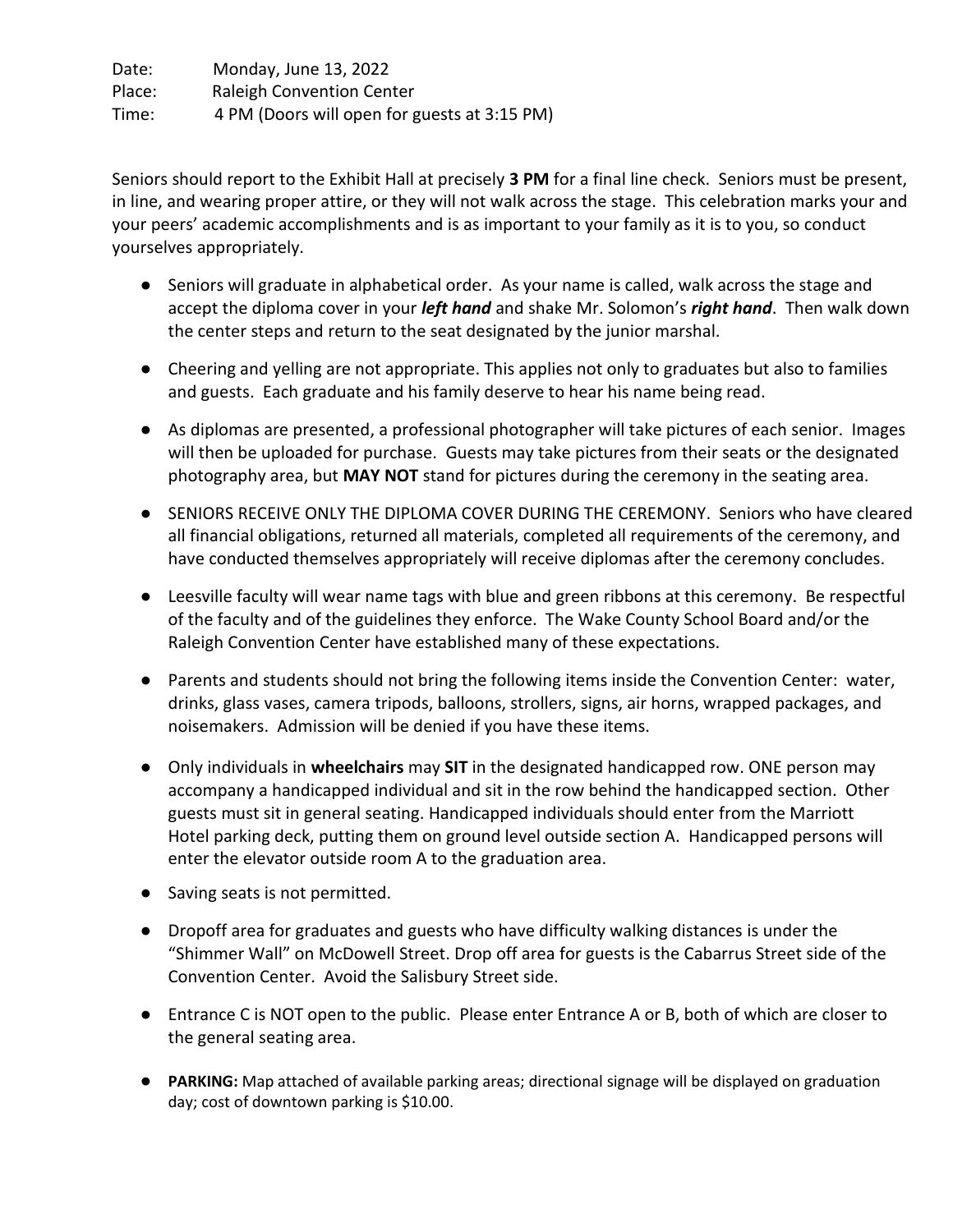Date: Monday, June 13, 2022
Place: Raleigh Convention Center
Time: 4 PM (Doors will open for guests at 3:15 PM)

Seniors should report to the Exhibit Hall at precisely **3 PM** for a final line check. Seniors must be present, in line, and wearing proper attire, or they will not walk across the stage. This celebration marks your and your peers' academic accomplishments and is as important to your family as it is to you, so conduct yourselves appropriately.

- Seniors will graduate in alphabetical order. As your name is called, walk across the stage and accept the diploma cover in your ***left hand*** and shake Mr. Solomon's ***right hand***. Then walk down the center steps and return to the seat designated by the junior marshal.
- Cheering and yelling are not appropriate. This applies not only to graduates but also to families and guests. Each graduate and his family deserve to hear his name being read.
- As diplomas are presented, a professional photographer will take pictures of each senior. Images will then be uploaded for purchase. Guests may take pictures from their seats or the designated photography area, but **MAY NOT** stand for pictures during the ceremony in the seating area.
- SENIORS RECEIVE ONLY THE DIPLOMA COVER DURING THE CEREMONY. Seniors who have cleared all financial obligations, returned all materials, completed all requirements of the ceremony, and have conducted themselves appropriately will receive diplomas after the ceremony concludes.
- Leesville faculty will wear name tags with blue and green ribbons at this ceremony. Be respectful of the faculty and of the guidelines they enforce. The Wake County School Board and/or the Raleigh Convention Center have established many of these expectations.
- Parents and students should not bring the following items inside the Convention Center: water, drinks, glass vases, camera tripods, balloons, strollers, signs, air horns, wrapped packages, and noisemakers. Admission will be denied if you have these items.
- Only individuals in **wheelchairs** may **SIT** in the designated handicapped row. ONE person may accompany a handicapped individual and sit in the row behind the handicapped section. Other guests must sit in general seating. Handicapped individuals should enter from the Marriott Hotel parking deck, putting them on ground level outside section A. Handicapped persons will enter the elevator outside room A to the graduation area.
- Saving seats is not permitted.
- Dropoff area for graduates and guests who have difficulty walking distances is under the "Shimmer Wall" on McDowell Street. Drop off area for guests is the Cabarrus Street side of the Convention Center. Avoid the Salisbury Street side.
- Entrance C is NOT open to the public. Please enter Entrance A or B, both of which are closer to the general seating area.
- **PARKING:** Map attached of available parking areas; directional signage will be displayed on graduation day; cost of downtown parking is $10.00.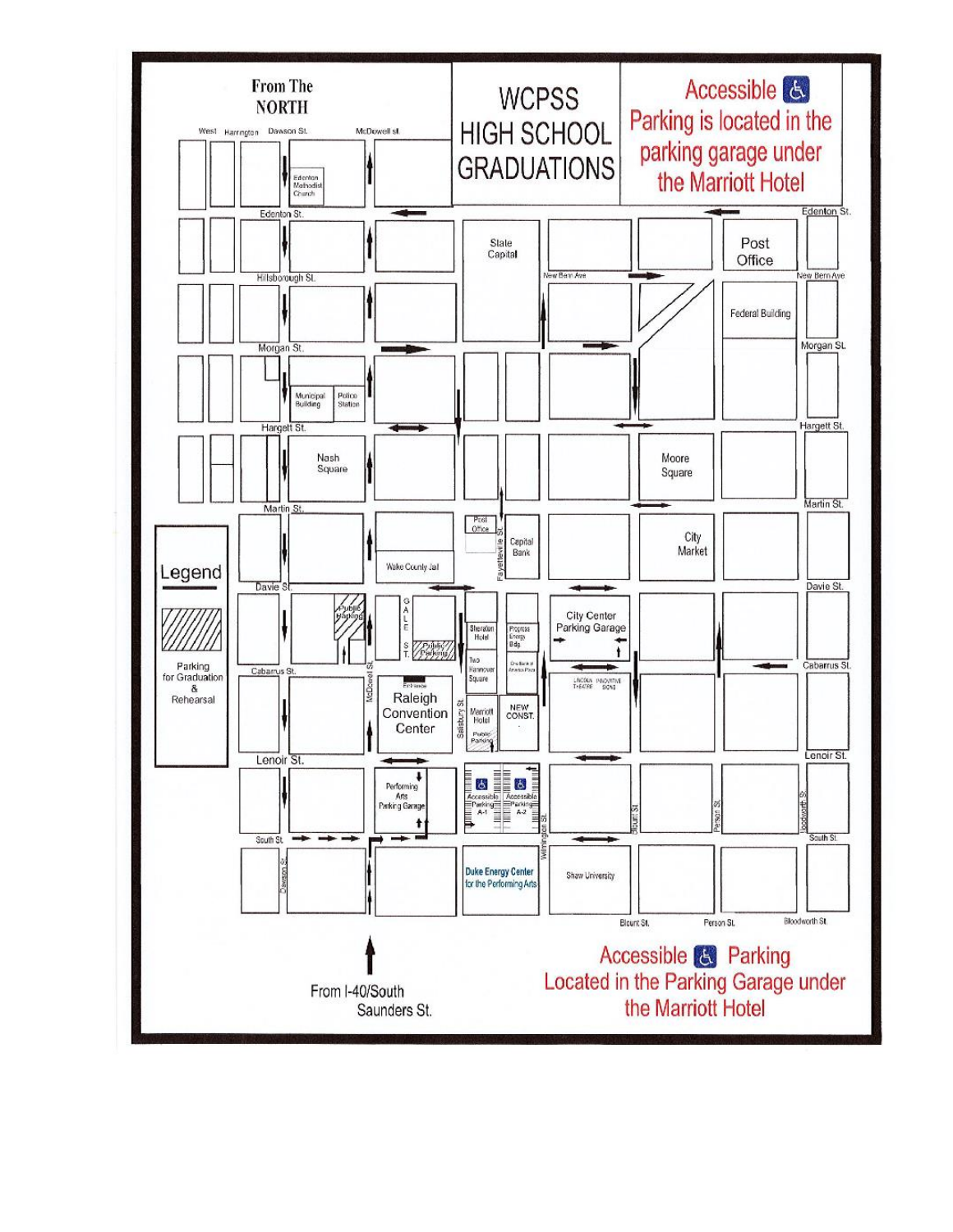# WCPSS HIGH SCHOOL GRADUATIONS

**Accessible Parking is located in the parking garage under the Marriott Hotel**

From The NORTH

West
Harrington
Dawson St.
McDowell st.
Edenton Methodist Church
Edenton St.
Edenton St.
State Capital
Post Office
New Bern Ave
New Bern Ave
Hillsborough St.
Federal Building
Morgan St.
Morgan St.
Municipal Building
Police Station
Hargett St.
Hargett St.
Nash Square
Moore Square
Martin St.
Martin St.
Post Office
Capital Bank
Fayetteville St.
City Market
Wake County Jail
Davie St.
Davie St.
Public Parking
G A L E S T.
Public Parking
Sheraton Hotel
Progress Energy Bdg.
City Center Parking Garage
Two Hannover Square
One Bank of America Plaza
Cabarrus St.
Cabarrus St.
McDowell St.
Entrance
Raleigh Convention Center
Salisbury St.
Marriott Hotel
Public Parking
NEW CONST.
LINCOLN THEATRE
INNOVATIVE SIGNS
Lenoir St.
Lenoir St.
Performing Arts Parking Garage
Accessible Parking A-1
Accessible Parking A-2
Wilmington St.
Blount St.
Person St.
Bloodworth St.
South St.
South St.
Dawson St.
Duke Energy Center for the Performing Arts
Shaw University
Blount St.
Person St.
Bloodworth St.

Legend

Parking for Graduation & Rehearsal

From I-40/South Saunders St.

**Accessible Parking Located in the Parking Garage under the Marriott Hotel**